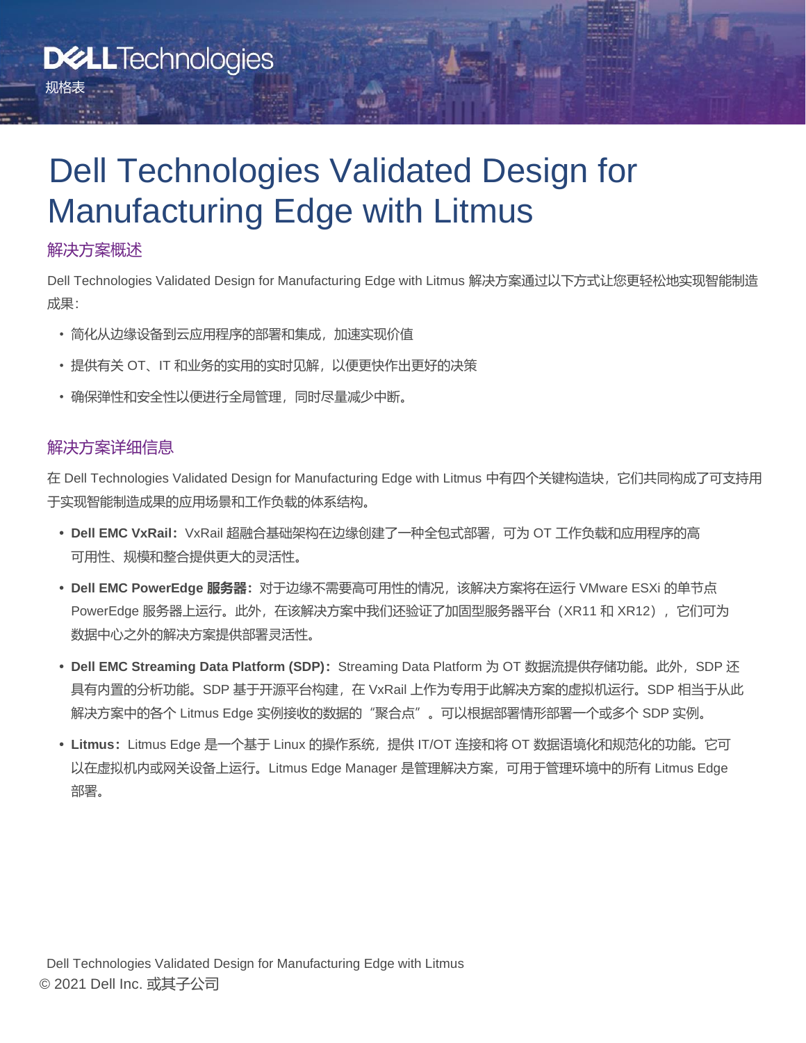DELL Technologies

规格表

# Dell Technologies Validated Design for Manufacturing Edge with Litmus

## 解决方案概述

Dell Technologies Validated Design for Manufacturing Edge with Litmus 解决方案通过以下方式让您更轻松地实现智能制造成果：

- 简化从边缘设备到云应用程序的部署和集成，加速实现价值
- 提供有关 OT、IT 和业务的实用的实时见解，以便更快作出更好的决策
- 确保弹性和安全性以便进行全局管理，同时尽量减少中断。

## 解决方案详细信息

在 Dell Technologies Validated Design for Manufacturing Edge with Litmus 中有四个关键构造块，它们共同构成了可支持用于实现智能制造成果的应用场景和工作负载的体系结构。

- **Dell EMC VxRail：**VxRail 超融合基础架构在边缘创建了一种全包式部署，可为 OT 工作负载和应用程序的高可用性、规模和整合提供更大的灵活性。
- **Dell EMC PowerEdge 服务器：**对于边缘不需要高可用性的情况，该解决方案将在运行 VMware ESXi 的单节点 PowerEdge 服务器上运行。此外，在该解决方案中我们还验证了加固型服务器平台（XR11 和 XR12），它们可为数据中心之外的解决方案提供部署灵活性。
- **Dell EMC Streaming Data Platform (SDP)：**Streaming Data Platform 为 OT 数据流提供存储功能。此外，SDP 还具有内置的分析功能。SDP 基于开源平台构建，在 VxRail 上作为专用于此解决方案的虚拟机运行。SDP 相当于从此解决方案中的各个 Litmus Edge 实例接收的数据的“聚合点”。可以根据部署情形部署一个或多个 SDP 实例。
- **Litmus：**Litmus Edge 是一个基于 Linux 的操作系统，提供 IT/OT 连接和将 OT 数据语境化和规范化的功能。它可以在虚拟机内或网关设备上运行。Litmus Edge Manager 是管理解决方案，可用于管理环境中的所有 Litmus Edge 部署。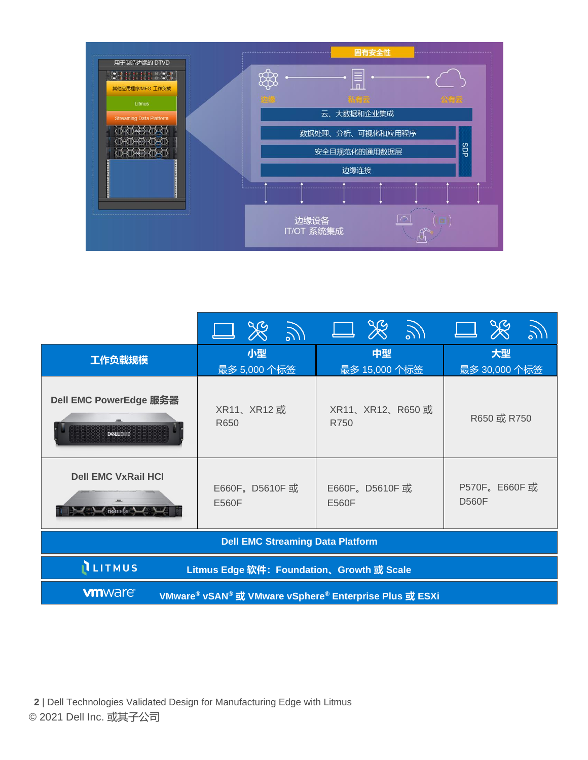用于制造边缘的 DTVD

其他应用程序/MFG 工作负载

Litmus

Streaming Data Platform

固有安全性

边缘　私有云　公有云

云、大数据和企业集成

数据处理、分析、可视化和应用程序

安全且规范化的通用数据层

边缘连接

SDP

边缘设备
IT/OT 系统集成

| 工作负载规模 | 小型<br>最多 5,000 个标签 | 中型<br>最多 15,000 个标签 | 大型<br>最多 30,000 个标签 |
|---|---|---|---|
| Dell EMC PowerEdge 服务器 | XR11、XR12 或 R650 | XR11、XR12、R650 或 R750 | R650 或 R750 |
| Dell EMC VxRail HCI | E660F。D5610F 或 E560F | E660F。D5610F 或 E560F | P570F。E660F 或 D560F |
| Dell EMC Streaming Data Platform | | | |
| LITMUS | Litmus Edge 软件：Foundation、Growth 或 Scale | | |
| vmware | VMware® vSAN® 或 VMware vSphere® Enterprise Plus 或 ESXi | | |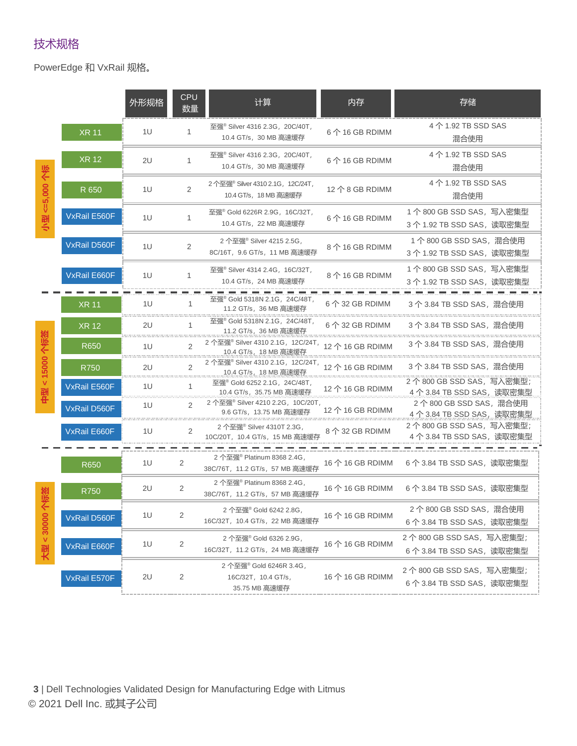## 技术规格

PowerEdge 和 VxRail 规格。

| 类别 | 型号 | 外形规格 | CPU 数量 | 计算 | 内存 | 存储 |
|---|---|---|---|---|---|---|
| 小型 <=5,000 个标 | XR 11 | 1U | 1 | 至强® Silver 4316 2.3G，20C/40T，10.4 GT/s，30 MB 高速缓存 | 6 个 16 GB RDIMM | 4 个 1.92 TB SSD SAS 混合使用 |
| | XR 12 | 2U | 1 | 至强® Silver 4316 2.3G，20C/40T，10.4 GT/s，30 MB 高速缓存 | 6 个 16 GB RDIMM | 4 个 1.92 TB SSD SAS 混合使用 |
| | R 650 | 1U | 2 | 2 个至强® Silver 4310 2.1G，12C/24T，10.4 GT/s，18 MB 高速缓存 | 12 个 8 GB RDIMM | 4 个 1.92 TB SSD SAS 混合使用 |
| | VxRail E560F | 1U | 1 | 至强® Gold 6226R 2.9G，16C/32T，10.4 GT/s，22 MB 高速缓存 | 6 个 16 GB RDIMM | 1 个 800 GB SSD SAS，写入密集型<br>3 个 1.92 TB SSD SAS，读取密集型 |
| | VxRail D560F | 1U | 2 | 2 个至强® Silver 4215 2.5G，8C/16T，9.6 GT/s，11 MB 高速缓存 | 8 个 16 GB RDIMM | 1 个 800 GB SSD SAS，混合使用<br>3 个 1.92 TB SSD SAS，读取密集型 |
| | VxRail E660F | 1U | 1 | 至强® Silver 4314 2.4G，16C/32T，10.4 GT/s，24 MB 高速缓存 | 8 个 16 GB RDIMM | 1 个 800 GB SSD SAS，写入密集型<br>3 个 1.92 TB SSD SAS，读取密集型 |
| 中型 < 15000 个标签 | XR 11 | 1U | 1 | 至强® Gold 5318N 2.1G，24C/48T，11.2 GT/s，36 MB 高速缓存 | 6 个 32 GB RDIMM | 3 个 3.84 TB SSD SAS，混合使用 |
| | XR 12 | 2U | 1 | 至强® Gold 5318N 2.1G，24C/48T，11.2 GT/s，36 MB 高速缓存 | 6 个 32 GB RDIMM | 3 个 3.84 TB SSD SAS，混合使用 |
| | R650 | 1U | 2 | 2 个至强® Silver 4310 2.1G，12C/24T，10.4 GT/s，18 MB 高速缓存 | 12 个 16 GB RDIMM | 3 个 3.84 TB SSD SAS，混合使用 |
| | R750 | 2U | 2 | 2 个至强® Silver 4310 2.1G，12C/24T，10.4 GT/s，18 MB 高速缓存 | 12 个 16 GB RDIMM | 3 个 3.84 TB SSD SAS，混合使用 |
| | VxRail E560F | 1U | 1 | 至强® Gold 6252 2.1G，24C/48T，10.4 GT/s，35.75 MB 高速缓存 | 12 个 16 GB RDIMM | 2 个 800 GB SSD SAS，写入密集型；<br>4 个 3.84 TB SSD SAS，读取密集型 |
| | VxRail D560F | 1U | 2 | 2 个至强® Silver 4210 2.2G，10C/20T，9.6 GT/s，13.75 MB 高速缓存 | 12 个 16 GB RDIMM | 2 个 800 GB SSD SAS，混合使用<br>4 个 3.84 TB SSD SAS，读取密集型 |
| | VxRail E660F | 1U | 2 | 2 个至强® Silver 4310T 2.3G，10C/20T，10.4 GT/s，15 MB 高速缓存 | 8 个 32 GB RDIMM | 2 个 800 GB SSD SAS，写入密集型；<br>4 个 3.84 TB SSD SAS，读取密集型 |
| 大型 < 30000 个标签 | R650 | 1U | 2 | 2 个至强® Platinum 8368 2.4G，38C/76T，11.2 GT/s，57 MB 高速缓存 | 16 个 16 GB RDIMM | 6 个 3.84 TB SSD SAS，读取密集型 |
| | R750 | 2U | 2 | 2 个至强® Platinum 8368 2.4G，38C/76T，11.2 GT/s，57 MB 高速缓存 | 16 个 16 GB RDIMM | 6 个 3.84 TB SSD SAS，读取密集型 |
| | VxRail D560F | 1U | 2 | 2 个至强® Gold 6242 2.8G，16C/32T，10.4 GT/s，22 MB 高速缓存 | 16 个 16 GB RDIMM | 2 个 800 GB SSD SAS，混合使用<br>6 个 3.84 TB SSD SAS，读取密集型 |
| | VxRail E660F | 1U | 2 | 2 个至强® Gold 6326 2.9G，16C/32T，11.2 GT/s，24 MB 高速缓存 | 16 个 16 GB RDIMM | 2 个 800 GB SSD SAS，写入密集型；<br>6 个 3.84 TB SSD SAS，读取密集型 |
| | VxRail E570F | 2U | 2 | 2 个至强® Gold 6246R 3.4G，16C/32T，10.4 GT/s，35.75 MB 高速缓存 | 16 个 16 GB RDIMM | 2 个 800 GB SSD SAS，写入密集型；<br>6 个 3.84 TB SSD SAS，读取密集型 |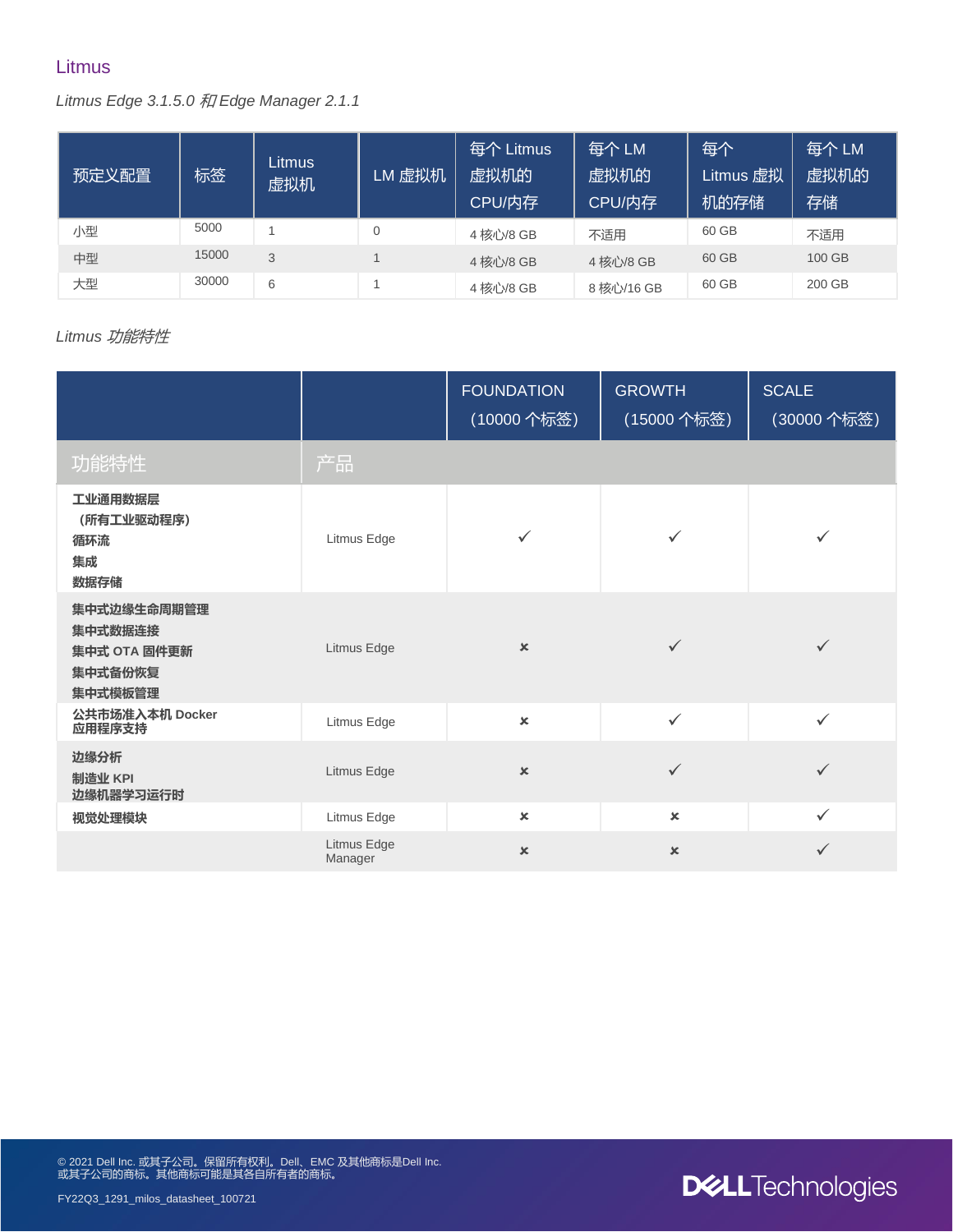## Litmus

*Litmus Edge 3.1.5.0 和 Edge Manager 2.1.1*

| 预定义配置 | 标签 | Litmus 虚拟机 | LM 虚拟机 | 每个 Litmus 虚拟机的 CPU/内存 | 每个 LM 虚拟机的 CPU/内存 | 每个 Litmus 虚拟机的存储 | 每个 LM 虚拟机的存储 |
|---|---|---|---|---|---|---|---|
| 小型 | 5000 | 1 | 0 | 4 核心/8 GB | 不适用 | 60 GB | 不适用 |
| 中型 | 15000 | 3 | 1 | 4 核心/8 GB | 4 核心/8 GB | 60 GB | 100 GB |
| 大型 | 30000 | 6 | 1 | 4 核心/8 GB | 8 核心/16 GB | 60 GB | 200 GB |

*Litmus 功能特性*

| | | FOUNDATION（10000 个标签） | GROWTH（15000 个标签） | SCALE（30000 个标签） |
|---|---|---|---|---|
| 功能特性 | 产品 | | | |
| **工业通用数据层（所有工业驱动程序）**<br>**循环流**<br>**集成**<br>**数据存储** | Litmus Edge | ✓ | ✓ | ✓ |
| **集中式边缘生命周期管理**<br>**集中式数据连接**<br>**集中式 OTA 固件更新**<br>**集中式备份恢复**<br>**集中式模板管理** | Litmus Edge | × | ✓ | ✓ |
| **公共市场准入本机 Docker 应用程序支持** | Litmus Edge | × | ✓ | ✓ |
| **边缘分析**<br>**制造业 KPI**<br>**边缘机器学习运行时** | Litmus Edge | × | ✓ | ✓ |
| **视觉处理模块** | Litmus Edge | × | × | ✓ |
| | Litmus Edge Manager | × | × | ✓ |

© 2021 Dell Inc. 或其子公司。保留所有权利。Dell、EMC 及其他商标是Dell Inc. 或其子公司的商标。其他商标可能是其各自所有者的商标。

FY22Q3_1291_milos_datasheet_100721